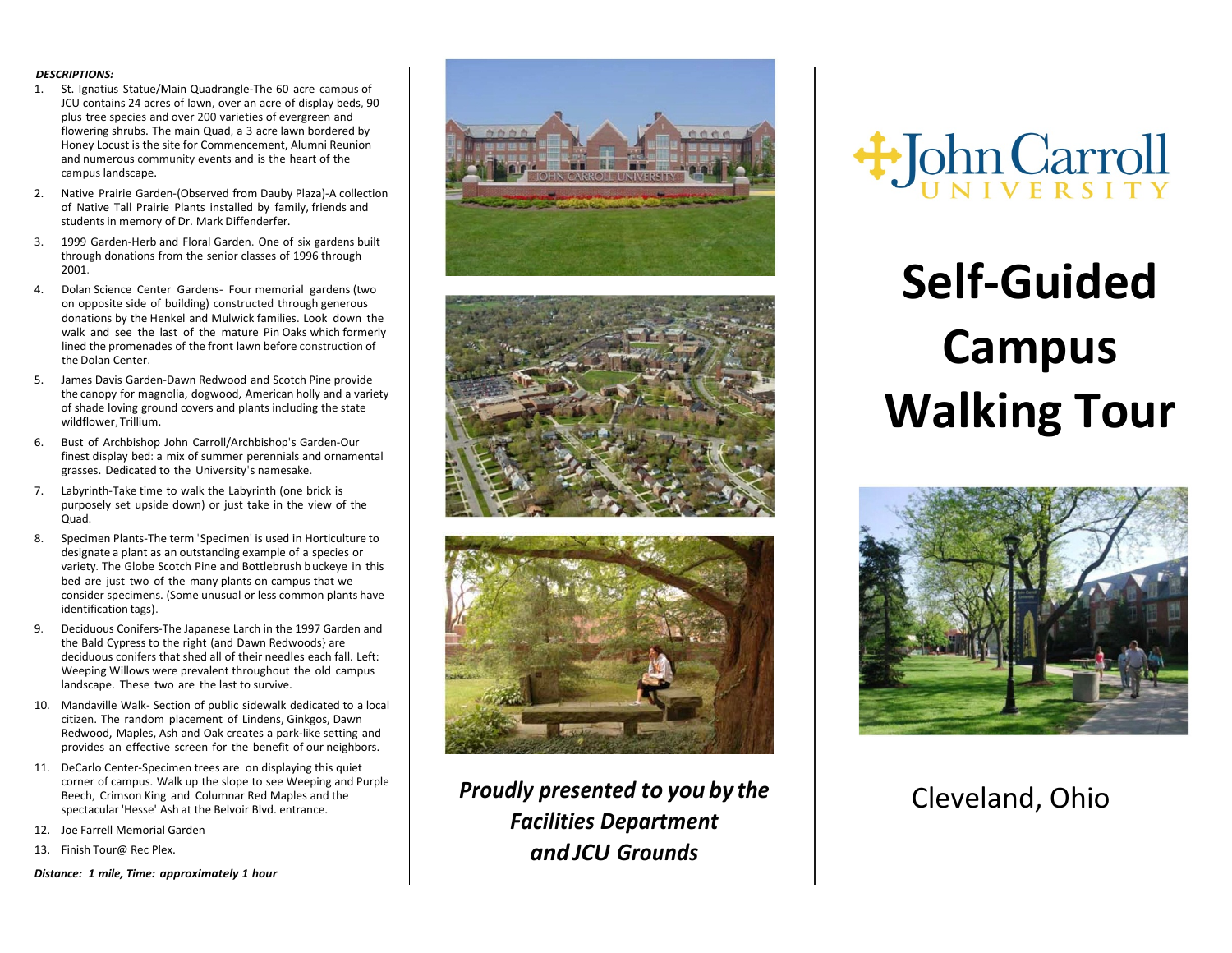***DESCRIPTIONS:***

1. St. Ignatius Statue/Main Quadrangle-The 60 acre campus of JCU contains 24 acres of lawn, over an acre of display beds, 90 plus tree species and over 200 varieties of evergreen and flowering shrubs. The main Quad, a 3 acre lawn bordered by Honey Locust is the site for Commencement, Alumni Reunion and numerous community events and is the heart of the campus landscape.
2. Native Prairie Garden-(Observed from Dauby Plaza)-A collection of Native Tall Prairie Plants installed by family, friends and students in memory of Dr. Mark Diffenderfer.
3. 1999 Garden-Herb and Floral Garden. One of six gardens built through donations from the senior classes of 1996 through 2001.
4. Dolan Science Center Gardens- Four memorial gardens (two on opposite side of building) constructed through generous donations by the Henkel and Mulwick families. Look down the walk and see the last of the mature Pin Oaks which formerly lined the promenades of the front lawn before construction of the Dolan Center.
5. James Davis Garden-Dawn Redwood and Scotch Pine provide the canopy for magnolia, dogwood, American holly and a variety of shade loving ground covers and plants including the state wildflower, Trillium.
6. Bust of Archbishop John Carroll/Archbishop's Garden-Our finest display bed: a mix of summer perennials and ornamental grasses. Dedicated to the University's namesake.
7. Labyrinth-Take time to walk the Labyrinth (one brick is purposely set upside down) or just take in the view of the Quad.
8. Specimen Plants-The term 'Specimen' is used in Horticulture to designate a plant as an outstanding example of a species or variety. The Globe Scotch Pine and Bottlebrush buckeye in this bed are just two of the many plants on campus that we consider specimens. (Some unusual or less common plants have identification tags).
9. Deciduous Conifers-The Japanese Larch in the 1997 Garden and the Bald Cypress to the right (and Dawn Redwoods} are deciduous conifers that shed all of their needles each fall. Left: Weeping Willows were prevalent throughout the old campus landscape. These two are the last to survive.
10. Mandaville Walk- Section of public sidewalk dedicated to a local citizen. The random placement of Lindens, Ginkgos, Dawn Redwood, Maples, Ash and Oak creates a park-like setting and provides an effective screen for the benefit of our neighbors.
11. DeCarlo Center-Specimen trees are on displaying this quiet corner of campus. Walk up the slope to see Weeping and Purple Beech, Crimson King and Columnar Red Maples and the spectacular 'Hesse' Ash at the Belvoir Blvd. entrance.
12. Joe Farrell Memorial Garden
13. Finish Tour@ Rec Plex.

***Distance: 1 mile, Time: approximately 1 hour***

***Proudly presented to you by the Facilities Department and JCU Grounds***

John Carroll UNIVERSITY

# Self-Guided Campus Walking Tour

Cleveland, Ohio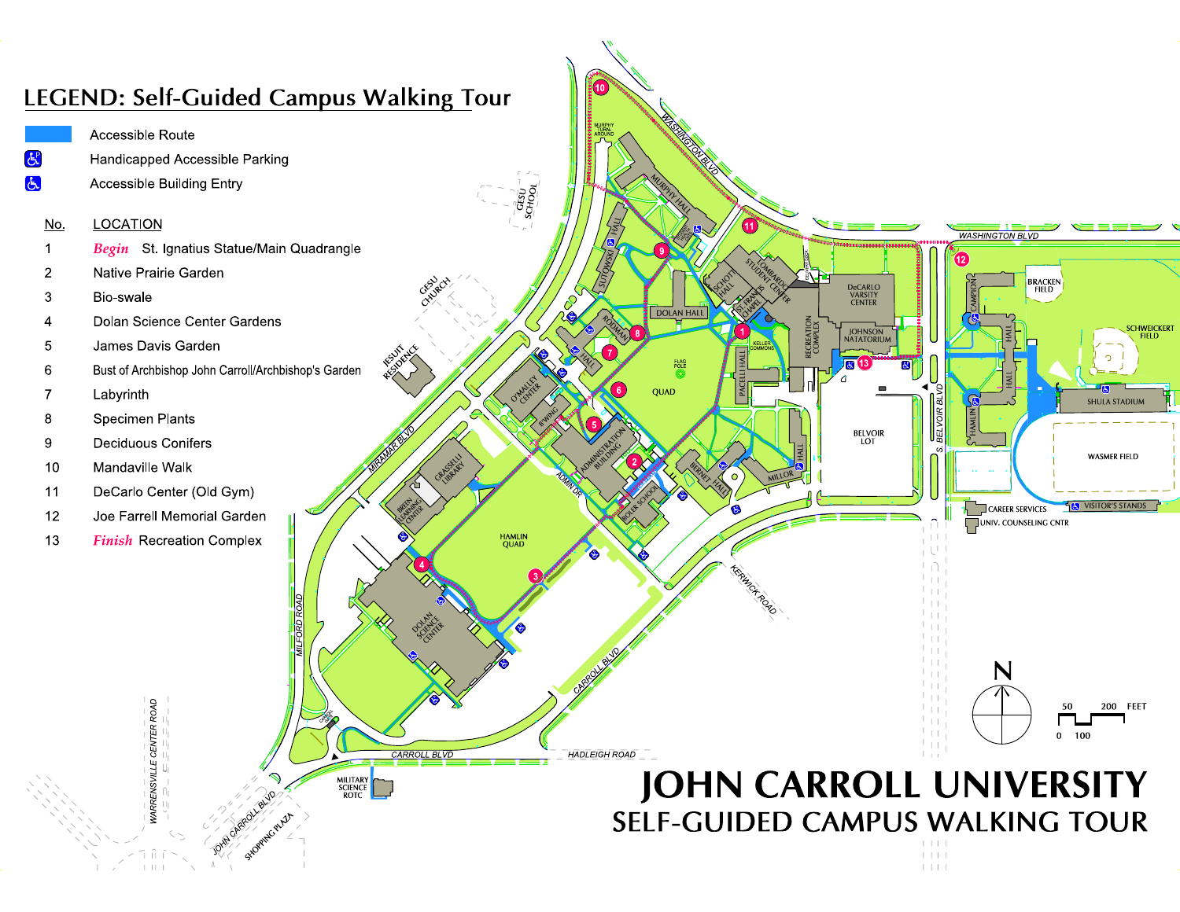## LEGEND: Self-Guided Campus Walking Tour

Accessible Route

Handicapped Accessible Parking

Accessible Building Entry

| No. | LOCATION |
|---|---|
| 1 | *Begin* St. Ignatius Statue/Main Quadrangle |
| 2 | Native Prairie Garden |
| 3 | Bio-swale |
| 4 | Dolan Science Center Gardens |
| 5 | James Davis Garden |
| 6 | Bust of Archbishop John Carroll/Archbishop's Garden |
| 7 | Labyrinth |
| 8 | Specimen Plants |
| 9 | Deciduous Conifers |
| 10 | Mandaville Walk |
| 11 | DeCarlo Center (Old Gym) |
| 12 | Joe Farrell Memorial Garden |
| 13 | *Finish* Recreation Complex |

MURPHY TURN-AROUND

WASHINGTON BLVD

GESU SCHOOL

MURPHY HALL

SUTOWSKI HALL

GESU CHURCH

JESUIT RESIDENCE

RODMAN HALL

DOLAN HALL

SCHOTT HALL

LOMBARDO STUDENT CENTER

ST. FRANCIS CHAPEL

DeCARLO VARSITY CENTER

JOHNSON NATATORIUM

RECREATION COMPLEX

KELLER COMMONS

PACELLI HALL

FLAG POLE

QUAD

O'MALLEY CENTER

B WING

ADMINISTRATION BUILDING

MIRAMAR BLVD

GRASSELLI LIBRARY

BREEN LEARNING CENTER

ADMIN DR

BOLER SCHOOL

BERNET HALL

MILLOR HALL

BELVOIR LOT

S. BELVOIR BLVD

CAMPION HALL

HAMLIN HALL

BRACKEN FIELD

SCHWEICKERT FIELD

SHULA STADIUM

WASMER FIELD

VISITOR'S STANDS

CAREER SERVICES

UNIV. COUNSELING CNTR

HAMLIN QUAD

DOLAN SCIENCE CENTER

MILFORD ROAD

KERWICK ROAD

CARROLL BLVD

HADLEIGH ROAD

WARRENSVILLE CENTER ROAD

JOHN CARROLL BLVD

SHOPPING PLAZA

MILITARY SCIENCE ROTC

N

50 200 FEET

0 100

# JOHN CARROLL UNIVERSITY

## SELF-GUIDED CAMPUS WALKING TOUR